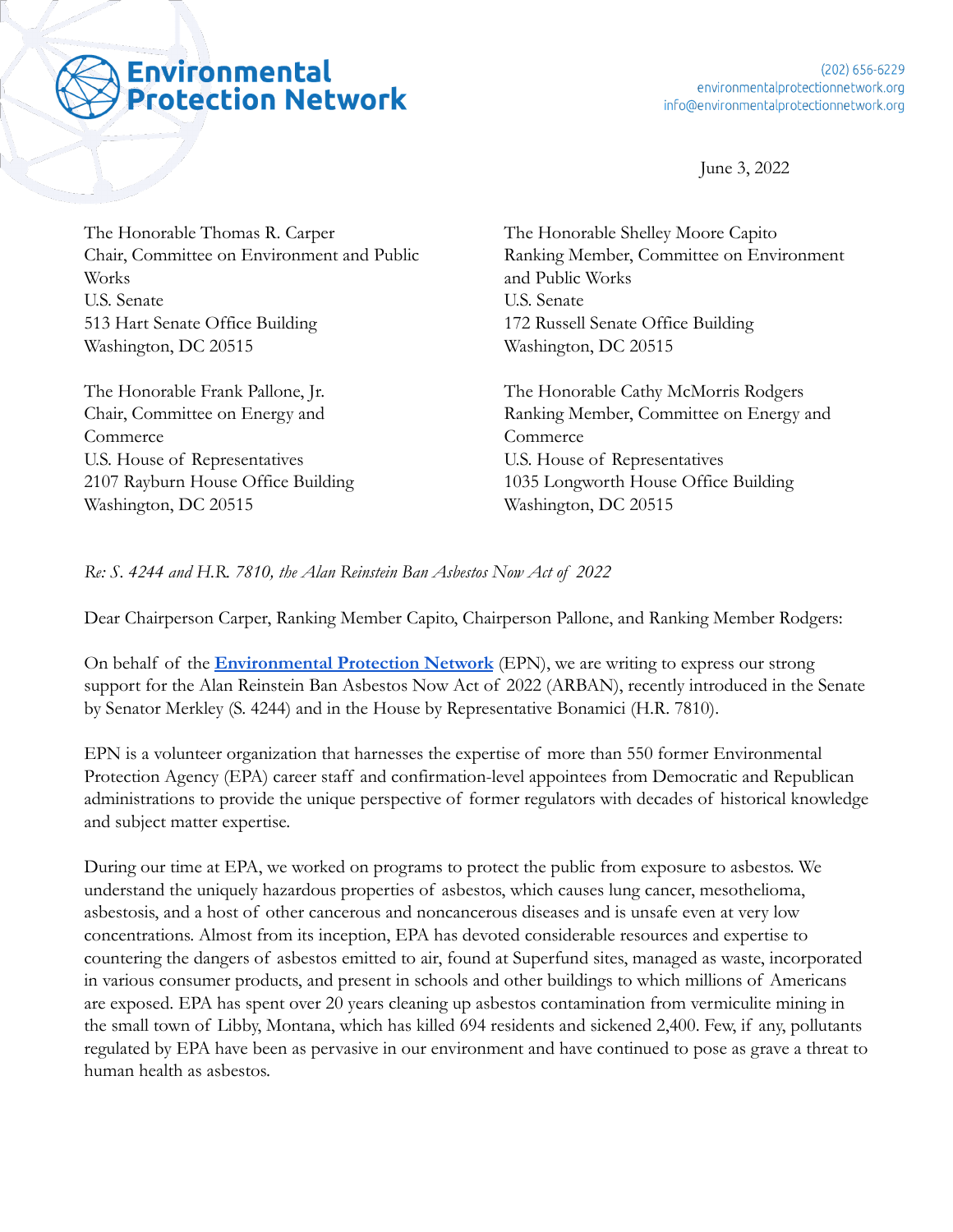**Environmental Protection Network**

(202) 656-6229
environmentalprotectionnetwork.org
info@environmentalprotectionnetwork.org

June 3, 2022

The Honorable Thomas R. Carper
Chair, Committee on Environment and Public Works
U.S. Senate
513 Hart Senate Office Building
Washington, DC 20515

The Honorable Shelley Moore Capito
Ranking Member, Committee on Environment and Public Works
U.S. Senate
172 Russell Senate Office Building
Washington, DC 20515

The Honorable Frank Pallone, Jr.
Chair, Committee on Energy and Commerce
U.S. House of Representatives
2107 Rayburn House Office Building
Washington, DC 20515

The Honorable Cathy McMorris Rodgers
Ranking Member, Committee on Energy and Commerce
U.S. House of Representatives
1035 Longworth House Office Building
Washington, DC 20515

*Re: S. 4244 and H.R. 7810, the Alan Reinstein Ban Asbestos Now Act of 2022*

Dear Chairperson Carper, Ranking Member Capito, Chairperson Pallone, and Ranking Member Rodgers:

On behalf of the **Environmental Protection Network** (EPN), we are writing to express our strong support for the Alan Reinstein Ban Asbestos Now Act of 2022 (ARBAN), recently introduced in the Senate by Senator Merkley (S. 4244) and in the House by Representative Bonamici (H.R. 7810).

EPN is a volunteer organization that harnesses the expertise of more than 550 former Environmental Protection Agency (EPA) career staff and confirmation-level appointees from Democratic and Republican administrations to provide the unique perspective of former regulators with decades of historical knowledge and subject matter expertise.

During our time at EPA, we worked on programs to protect the public from exposure to asbestos. We understand the uniquely hazardous properties of asbestos, which causes lung cancer, mesothelioma, asbestosis, and a host of other cancerous and noncancerous diseases and is unsafe even at very low concentrations. Almost from its inception, EPA has devoted considerable resources and expertise to countering the dangers of asbestos emitted to air, found at Superfund sites, managed as waste, incorporated in various consumer products, and present in schools and other buildings to which millions of Americans are exposed. EPA has spent over 20 years cleaning up asbestos contamination from vermiculite mining in the small town of Libby, Montana, which has killed 694 residents and sickened 2,400. Few, if any, pollutants regulated by EPA have been as pervasive in our environment and have continued to pose as grave a threat to human health as asbestos.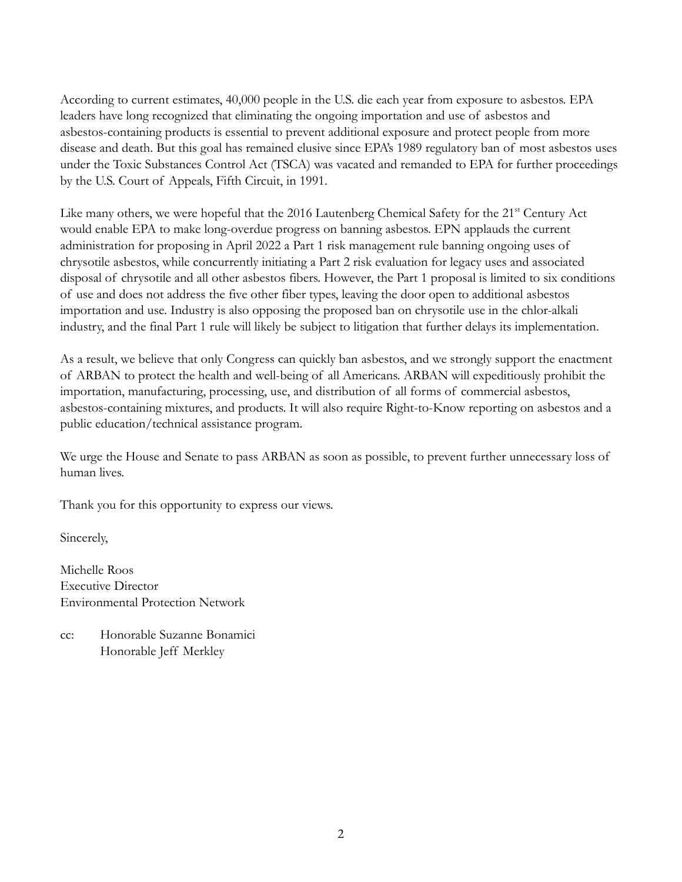According to current estimates, 40,000 people in the U.S. die each year from exposure to asbestos. EPA leaders have long recognized that eliminating the ongoing importation and use of asbestos and asbestos-containing products is essential to prevent additional exposure and protect people from more disease and death. But this goal has remained elusive since EPA's 1989 regulatory ban of most asbestos uses under the Toxic Substances Control Act (TSCA) was vacated and remanded to EPA for further proceedings by the U.S. Court of Appeals, Fifth Circuit, in 1991.

Like many others, we were hopeful that the 2016 Lautenberg Chemical Safety for the 21st Century Act would enable EPA to make long-overdue progress on banning asbestos. EPN applauds the current administration for proposing in April 2022 a Part 1 risk management rule banning ongoing uses of chrysotile asbestos, while concurrently initiating a Part 2 risk evaluation for legacy uses and associated disposal of chrysotile and all other asbestos fibers. However, the Part 1 proposal is limited to six conditions of use and does not address the five other fiber types, leaving the door open to additional asbestos importation and use. Industry is also opposing the proposed ban on chrysotile use in the chlor-alkali industry, and the final Part 1 rule will likely be subject to litigation that further delays its implementation.

As a result, we believe that only Congress can quickly ban asbestos, and we strongly support the enactment of ARBAN to protect the health and well-being of all Americans. ARBAN will expeditiously prohibit the importation, manufacturing, processing, use, and distribution of all forms of commercial asbestos, asbestos-containing mixtures, and products. It will also require Right-to-Know reporting on asbestos and a public education/technical assistance program.

We urge the House and Senate to pass ARBAN as soon as possible, to prevent further unnecessary loss of human lives.

Thank you for this opportunity to express our views.

Sincerely,

Michelle Roos
Executive Director
Environmental Protection Network

cc: Honorable Suzanne Bonamici
Honorable Jeff Merkley